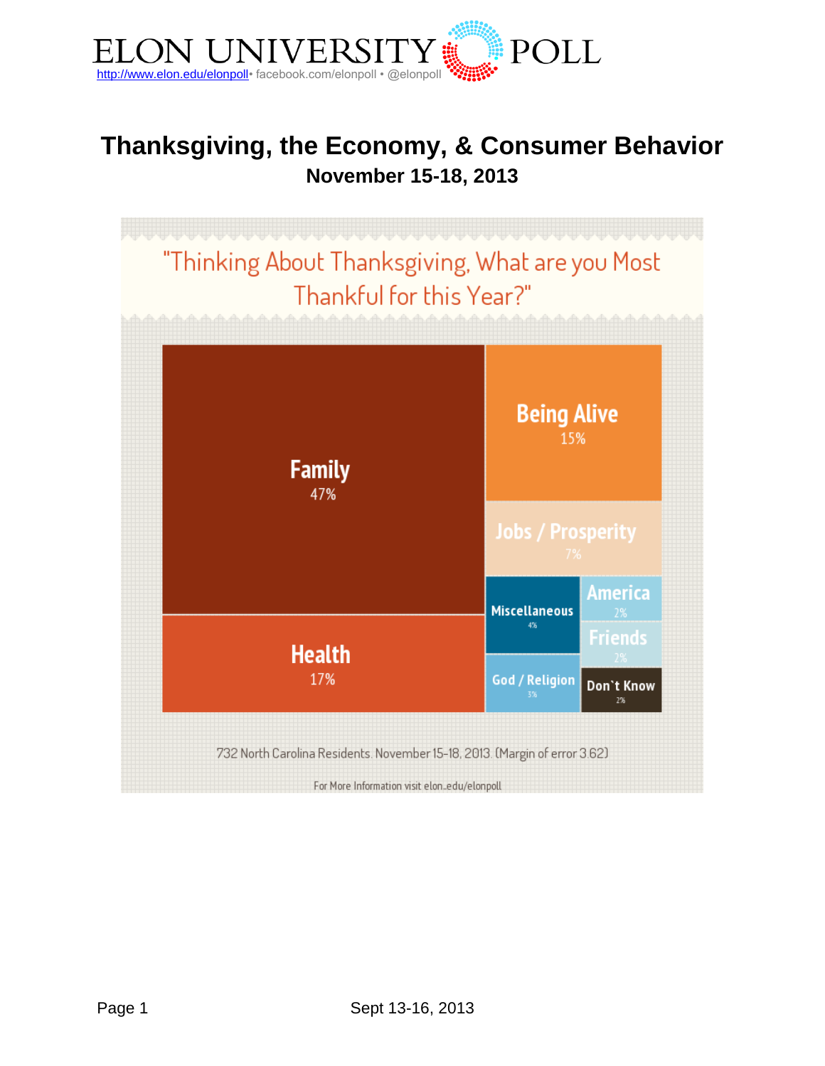ELON UNIVERSITY POLL
http://www.elon.edu/elonpoll• facebook.com/elonpoll • @elonpoll

# Thanksgiving, the Economy, & Consumer Behavior

**November 15-18, 2013**

## "Thinking About Thanksgiving, What are you Most Thankful for this Year?"

| Response | Percent |
|---|---|
| Family | 47% |
| Health | 17% |
| Being Alive | 15% |
| Jobs / Prosperity | 7% |
| Miscellaneous | 4% |
| God / Religion | 3% |
| America | 2% |
| Friends | 2% |
| Don`t Know | 2% |

732 North Carolina Residents. November 15-18, 2013. (Margin of error 3.62)

For More Information visit elon..edu/elonpoll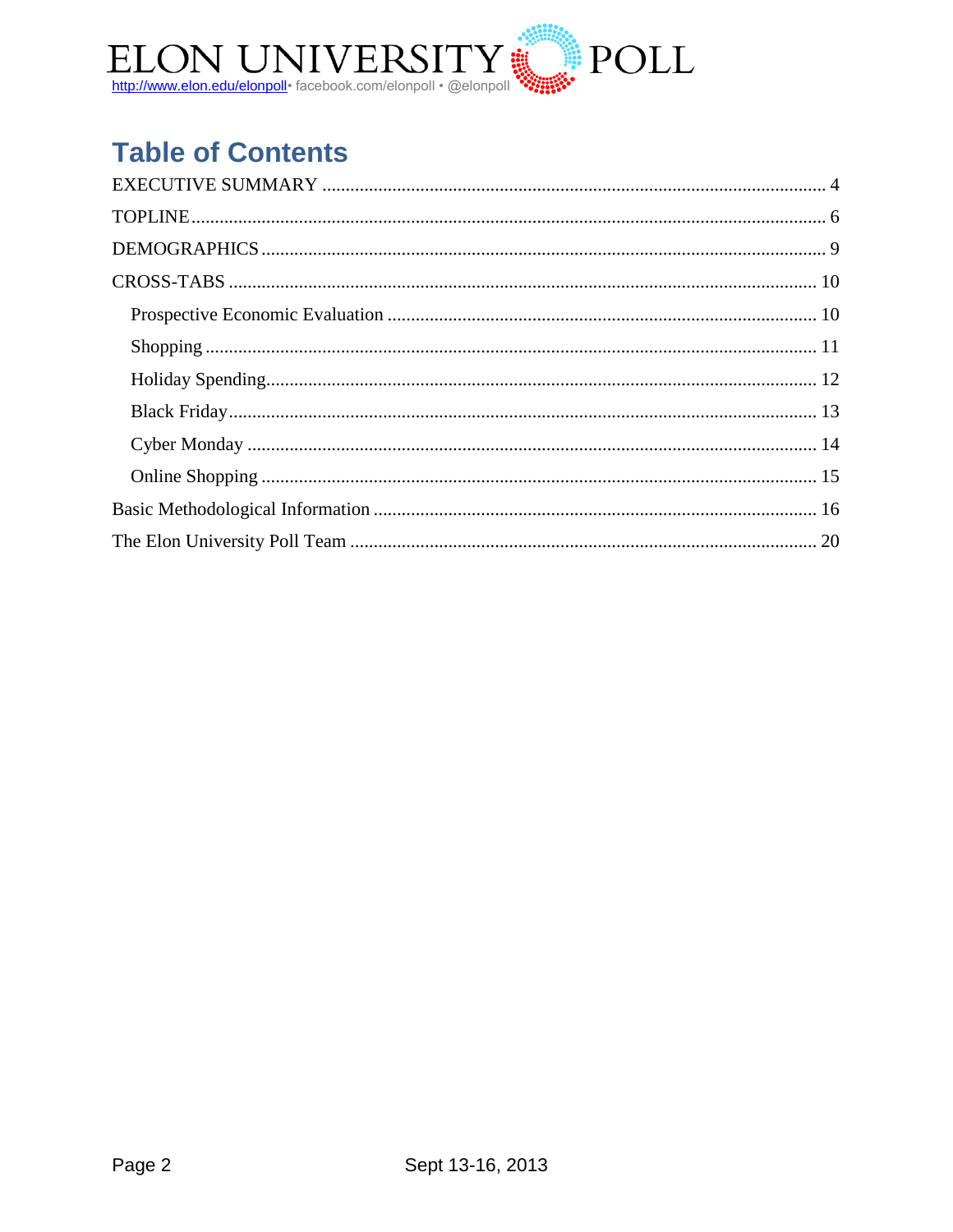# Table of Contents

- EXECUTIVE SUMMARY ..... 4
- TOPLINE ..... 6
- DEMOGRAPHICS ..... 9
- CROSS-TABS ..... 10
  - Prospective Economic Evaluation ..... 10
  - Shopping ..... 11
  - Holiday Spending ..... 12
  - Black Friday ..... 13
  - Cyber Monday ..... 14
  - Online Shopping ..... 15
- Basic Methodological Information ..... 16
- The Elon University Poll Team ..... 20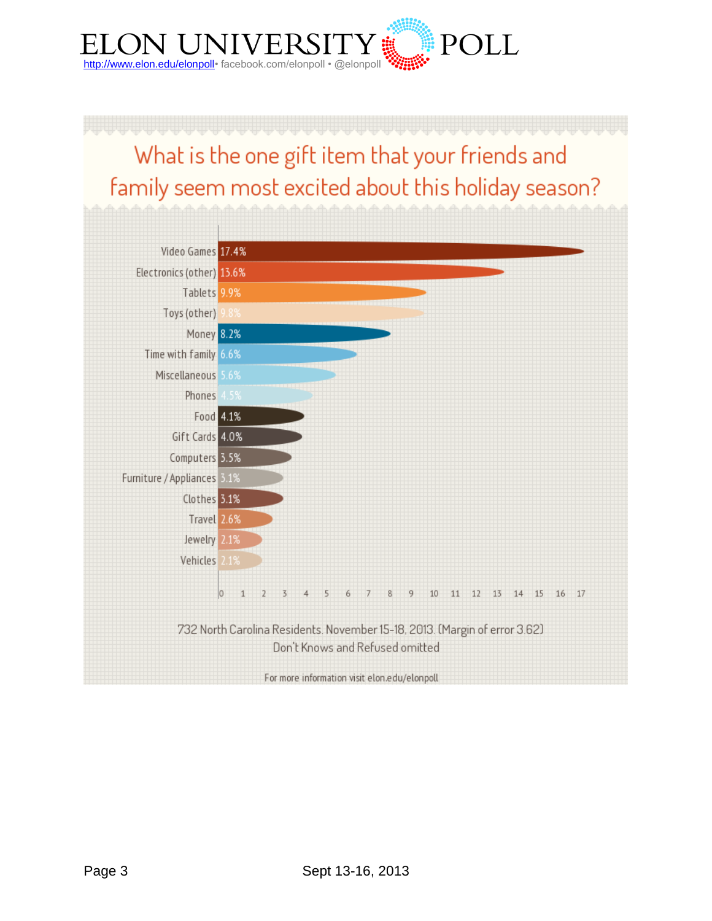# What is the one gift item that your friends and family seem most excited about this holiday season?

| Gift item | Percent |
| --- | --- |
| Video Games | 17.4% |
| Electronics (other) | 13.6% |
| Tablets | 9.9% |
| Toys (other) | 9.8% |
| Money | 8.2% |
| Time with family | 6.6% |
| Miscellaneous | 5.6% |
| Phones | 4.5% |
| Food | 4.1% |
| Gift Cards | 4.0% |
| Computers | 3.5% |
| Furniture / Appliances | 3.1% |
| Clothes | 3.1% |
| Travel | 2.6% |
| Jewelry | 2.1% |
| Vehicles | 2.1% |

732 North Carolina Residents. November 15-18, 2013. (Margin of error 3.62)
Don't Knows and Refused omitted

For more information visit elon.edu/elonpoll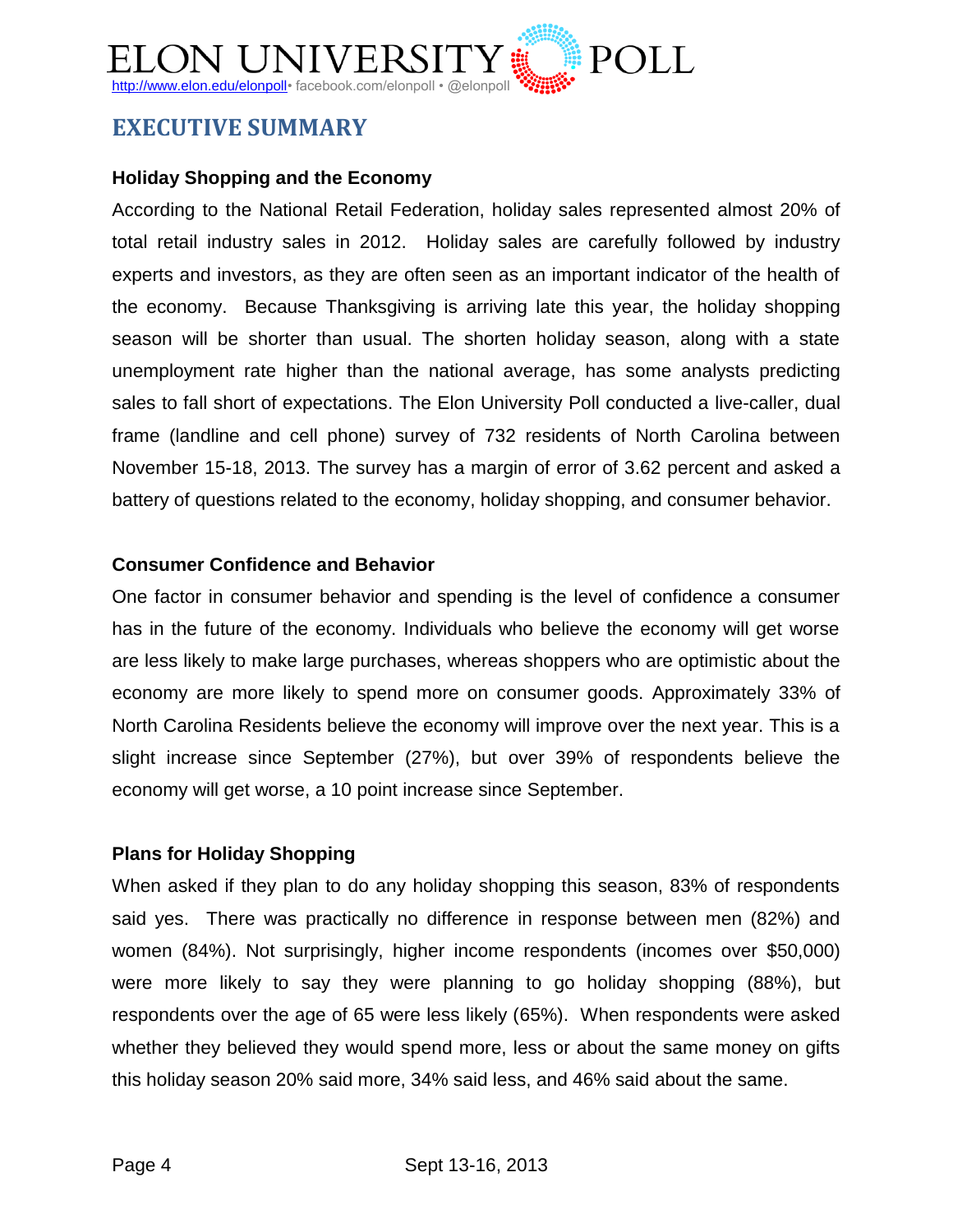# EXECUTIVE SUMMARY

### Holiday Shopping and the Economy

According to the National Retail Federation, holiday sales represented almost 20% of total retail industry sales in 2012. Holiday sales are carefully followed by industry experts and investors, as they are often seen as an important indicator of the health of the economy. Because Thanksgiving is arriving late this year, the holiday shopping season will be shorter than usual. The shorten holiday season, along with a state unemployment rate higher than the national average, has some analysts predicting sales to fall short of expectations. The Elon University Poll conducted a live-caller, dual frame (landline and cell phone) survey of 732 residents of North Carolina between November 15-18, 2013. The survey has a margin of error of 3.62 percent and asked a battery of questions related to the economy, holiday shopping, and consumer behavior.

### Consumer Confidence and Behavior

One factor in consumer behavior and spending is the level of confidence a consumer has in the future of the economy. Individuals who believe the economy will get worse are less likely to make large purchases, whereas shoppers who are optimistic about the economy are more likely to spend more on consumer goods. Approximately 33% of North Carolina Residents believe the economy will improve over the next year. This is a slight increase since September (27%), but over 39% of respondents believe the economy will get worse, a 10 point increase since September.

### Plans for Holiday Shopping

When asked if they plan to do any holiday shopping this season, 83% of respondents said yes. There was practically no difference in response between men (82%) and women (84%). Not surprisingly, higher income respondents (incomes over $50,000) were more likely to say they were planning to go holiday shopping (88%), but respondents over the age of 65 were less likely (65%). When respondents were asked whether they believed they would spend more, less or about the same money on gifts this holiday season 20% said more, 34% said less, and 46% said about the same.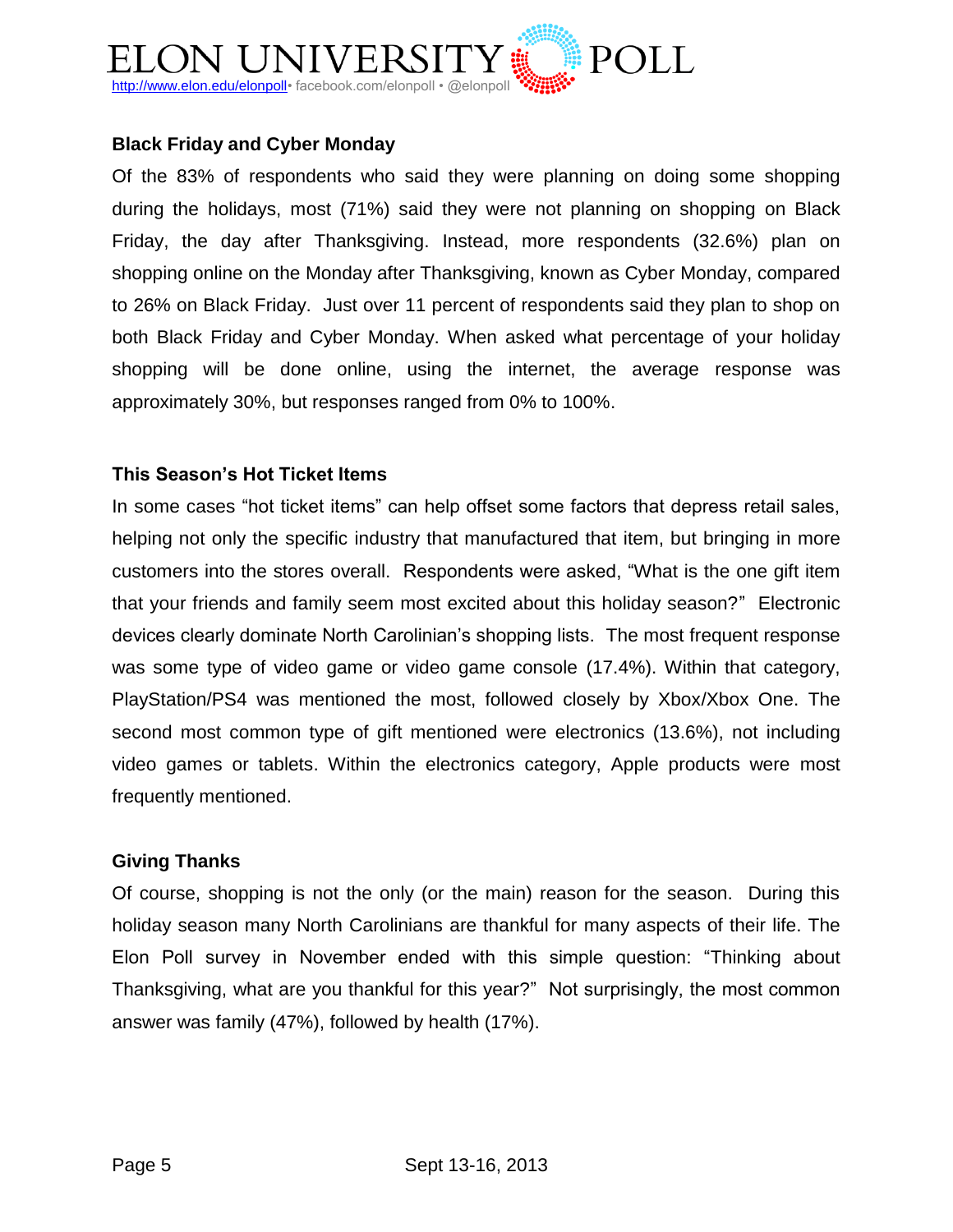### Black Friday and Cyber Monday

Of the 83% of respondents who said they were planning on doing some shopping during the holidays, most (71%) said they were not planning on shopping on Black Friday, the day after Thanksgiving. Instead, more respondents (32.6%) plan on shopping online on the Monday after Thanksgiving, known as Cyber Monday, compared to 26% on Black Friday. Just over 11 percent of respondents said they plan to shop on both Black Friday and Cyber Monday. When asked what percentage of your holiday shopping will be done online, using the internet, the average response was approximately 30%, but responses ranged from 0% to 100%.

### This Season's Hot Ticket Items

In some cases "hot ticket items" can help offset some factors that depress retail sales, helping not only the specific industry that manufactured that item, but bringing in more customers into the stores overall. Respondents were asked, "What is the one gift item that your friends and family seem most excited about this holiday season?" Electronic devices clearly dominate North Carolinian's shopping lists. The most frequent response was some type of video game or video game console (17.4%). Within that category, PlayStation/PS4 was mentioned the most, followed closely by Xbox/Xbox One. The second most common type of gift mentioned were electronics (13.6%), not including video games or tablets. Within the electronics category, Apple products were most frequently mentioned.

### Giving Thanks

Of course, shopping is not the only (or the main) reason for the season. During this holiday season many North Carolinians are thankful for many aspects of their life. The Elon Poll survey in November ended with this simple question: "Thinking about Thanksgiving, what are you thankful for this year?" Not surprisingly, the most common answer was family (47%), followed by health (17%).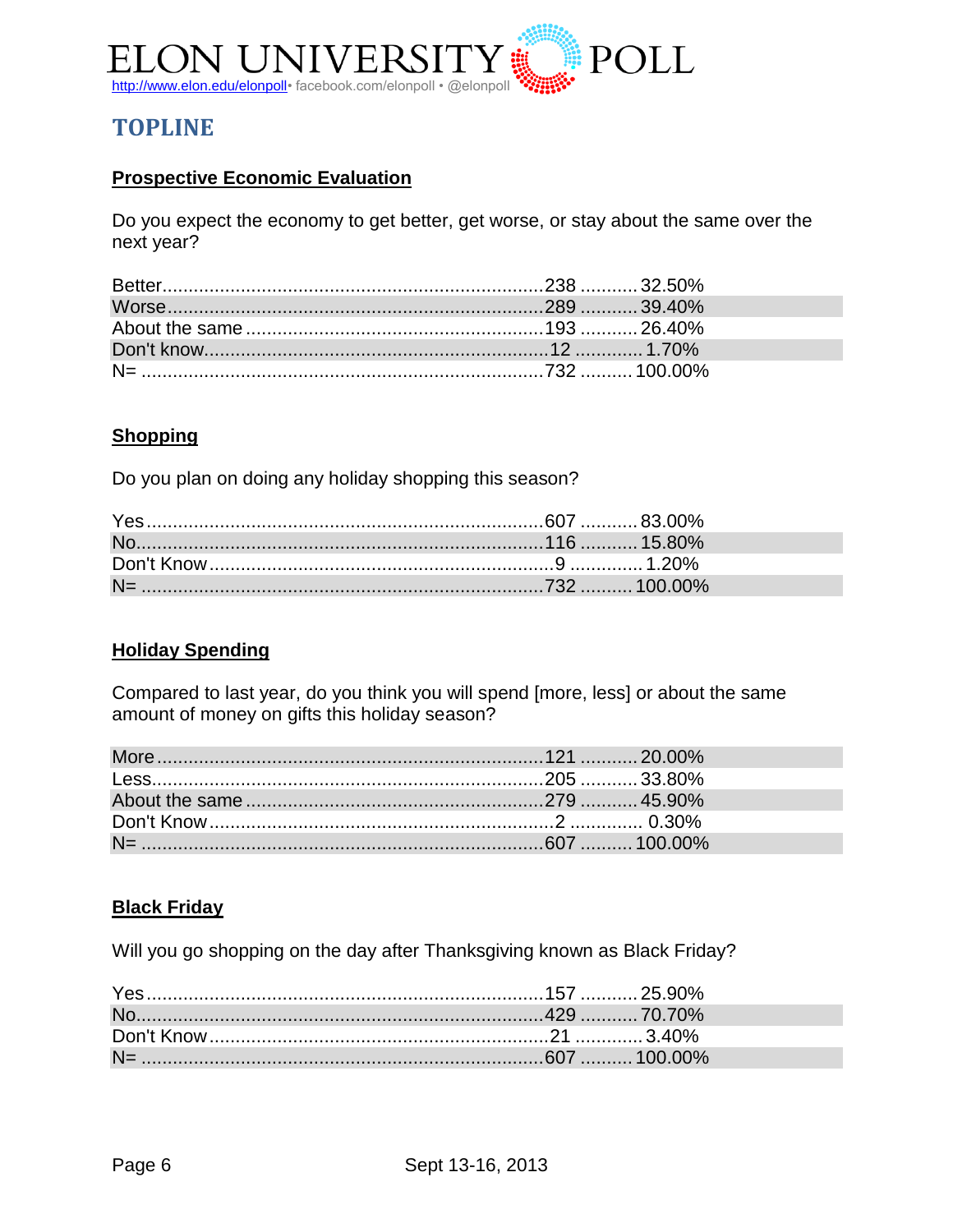## TOPLINE

### Prospective Economic Evaluation

Do you expect the economy to get better, get worse, or stay about the same over the next year?

| Response | Count | Percent |
|---|---|---|
| Better | 238 | 32.50% |
| Worse | 289 | 39.40% |
| About the same | 193 | 26.40% |
| Don't know | 12 | 1.70% |
| N= | 732 | 100.00% |

### Shopping

Do you plan on doing any holiday shopping this season?

| Response | Count | Percent |
|---|---|---|
| Yes | 607 | 83.00% |
| No | 116 | 15.80% |
| Don't Know | 9 | 1.20% |
| N= | 732 | 100.00% |

### Holiday Spending

Compared to last year, do you think you will spend [more, less] or about the same amount of money on gifts this holiday season?

| Response | Count | Percent |
|---|---|---|
| More | 121 | 20.00% |
| Less | 205 | 33.80% |
| About the same | 279 | 45.90% |
| Don't Know | 2 | 0.30% |
| N= | 607 | 100.00% |

### Black Friday

Will you go shopping on the day after Thanksgiving known as Black Friday?

| Response | Count | Percent |
|---|---|---|
| Yes | 157 | 25.90% |
| No | 429 | 70.70% |
| Don't Know | 21 | 3.40% |
| N= | 607 | 100.00% |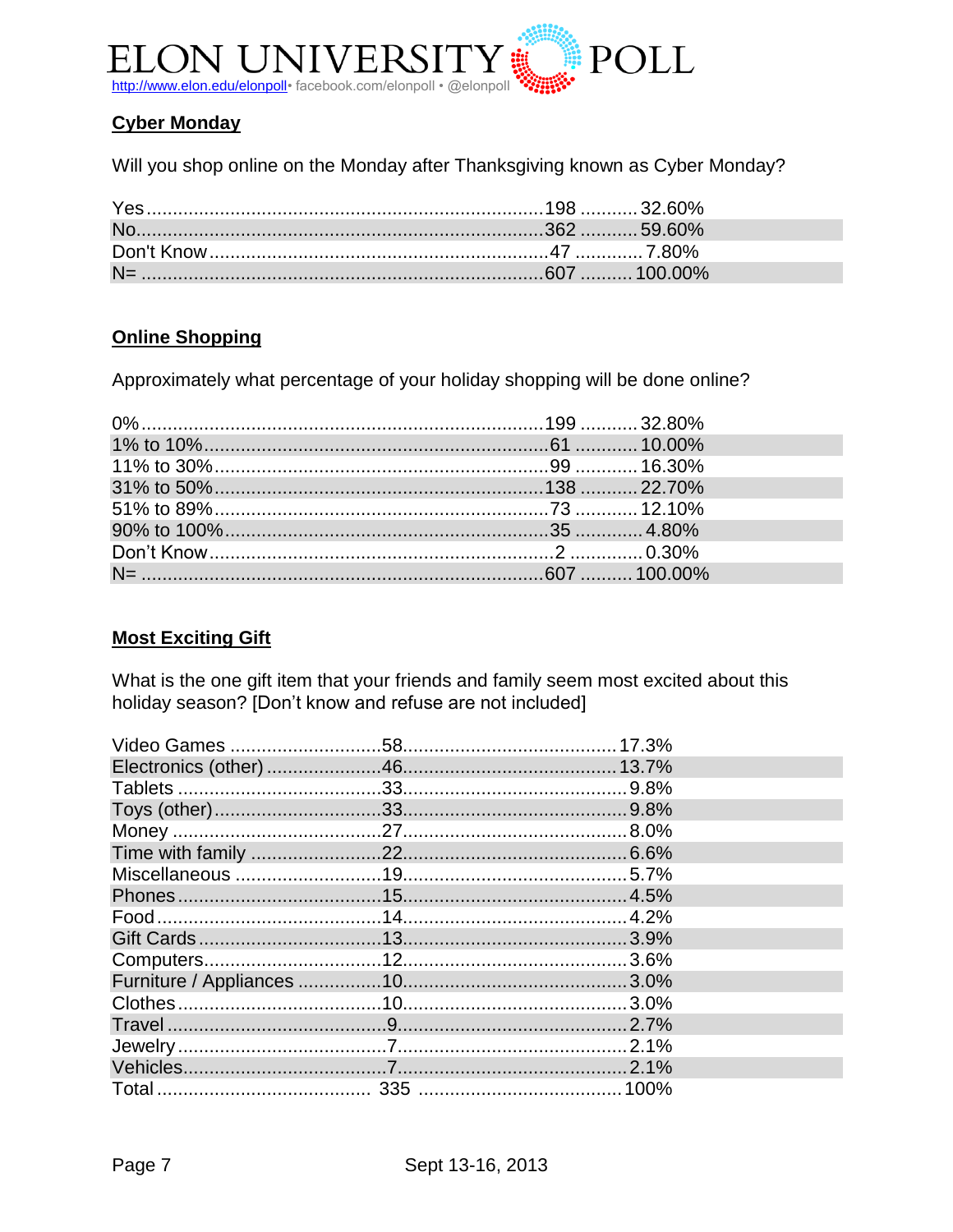## Cyber Monday

Will you shop online on the Monday after Thanksgiving known as Cyber Monday?

| Response | Count | Percent |
|---|---|---|
| Yes | 198 | 32.60% |
| No | 362 | 59.60% |
| Don't Know | 47 | 7.80% |
| N= | 607 | 100.00% |

## Online Shopping

Approximately what percentage of your holiday shopping will be done online?

| Response | Count | Percent |
|---|---|---|
| 0% | 199 | 32.80% |
| 1% to 10% | 61 | 10.00% |
| 11% to 30% | 99 | 16.30% |
| 31% to 50% | 138 | 22.70% |
| 51% to 89% | 73 | 12.10% |
| 90% to 100% | 35 | 4.80% |
| Don't Know | 2 | 0.30% |
| N= | 607 | 100.00% |

## Most Exciting Gift

What is the one gift item that your friends and family seem most excited about this holiday season? [Don't know and refuse are not included]

| Response | Count | Percent |
|---|---|---|
| Video Games | 58 | 17.3% |
| Electronics (other) | 46 | 13.7% |
| Tablets | 33 | 9.8% |
| Toys (other) | 33 | 9.8% |
| Money | 27 | 8.0% |
| Time with family | 22 | 6.6% |
| Miscellaneous | 19 | 5.7% |
| Phones | 15 | 4.5% |
| Food | 14 | 4.2% |
| Gift Cards | 13 | 3.9% |
| Computers | 12 | 3.6% |
| Furniture / Appliances | 10 | 3.0% |
| Clothes | 10 | 3.0% |
| Travel | 9 | 2.7% |
| Jewelry | 7 | 2.1% |
| Vehicles | 7 | 2.1% |
| Total | 335 | 100% |

Sept 13-16, 2013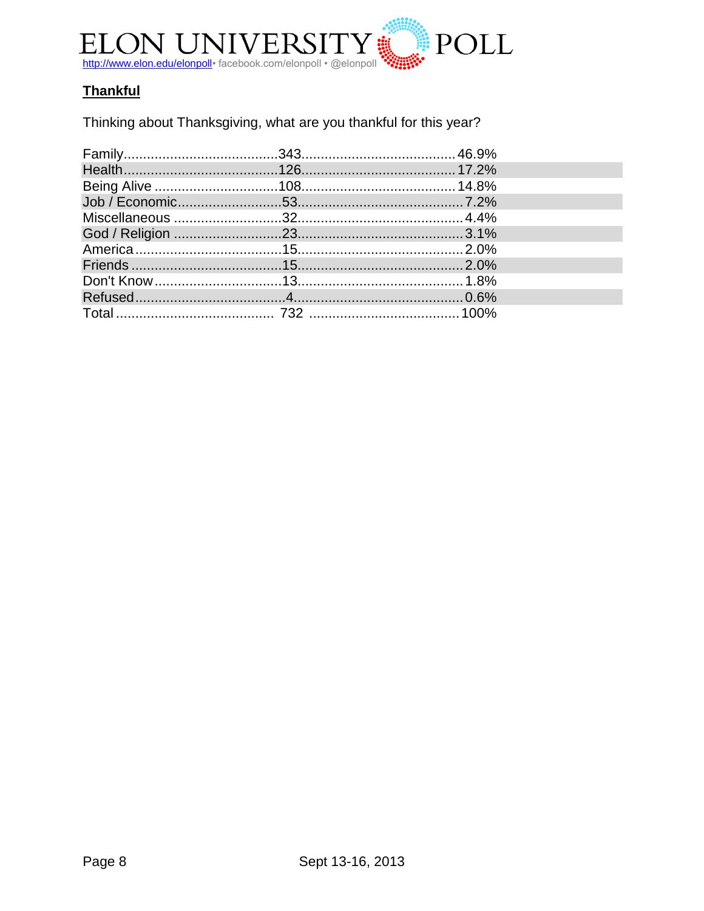## Thankful

Thinking about Thanksgiving, what are you thankful for this year?

| | | |
|---|---|---|
| Family | 343 | 46.9% |
| Health | 126 | 17.2% |
| Being Alive | 108 | 14.8% |
| Job / Economic | 53 | 7.2% |
| Miscellaneous | 32 | 4.4% |
| God / Religion | 23 | 3.1% |
| America | 15 | 2.0% |
| Friends | 15 | 2.0% |
| Don't Know | 13 | 1.8% |
| Refused | 4 | 0.6% |
| Total | 732 | 100% |

Sept 13-16, 2013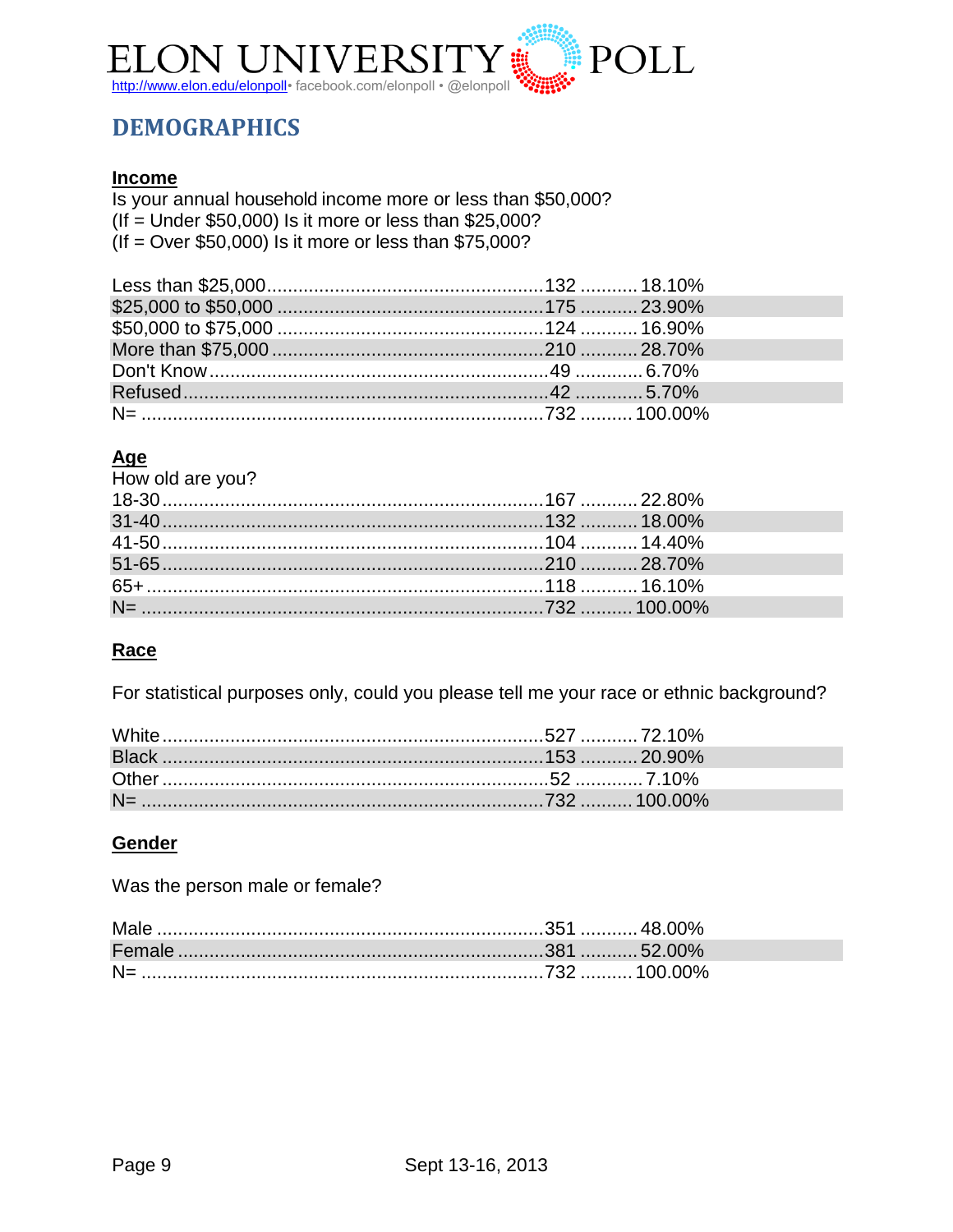## DEMOGRAPHICS

**Income**

Is your annual household income more or less than $50,000?
(If = Under $50,000) Is it more or less than $25,000?
(If = Over $50,000) Is it more or less than $75,000?

| | | |
|---|---|---|
| Less than $25,000 | 132 | 18.10% |
| $25,000 to $50,000 | 175 | 23.90% |
| $50,000 to $75,000 | 124 | 16.90% |
| More than $75,000 | 210 | 28.70% |
| Don't Know | 49 | 6.70% |
| Refused | 42 | 5.70% |
| N= | 732 | 100.00% |

**Age**

How old are you?

| | | |
|---|---|---|
| 18-30 | 167 | 22.80% |
| 31-40 | 132 | 18.00% |
| 41-50 | 104 | 14.40% |
| 51-65 | 210 | 28.70% |
| 65+ | 118 | 16.10% |
| N= | 732 | 100.00% |

**Race**

For statistical purposes only, could you please tell me your race or ethnic background?

| | | |
|---|---|---|
| White | 527 | 72.10% |
| Black | 153 | 20.90% |
| Other | 52 | 7.10% |
| N= | 732 | 100.00% |

**Gender**

Was the person male or female?

| | | |
|---|---|---|
| Male | 351 | 48.00% |
| Female | 381 | 52.00% |
| N= | 732 | 100.00% |

Sept 13-16, 2013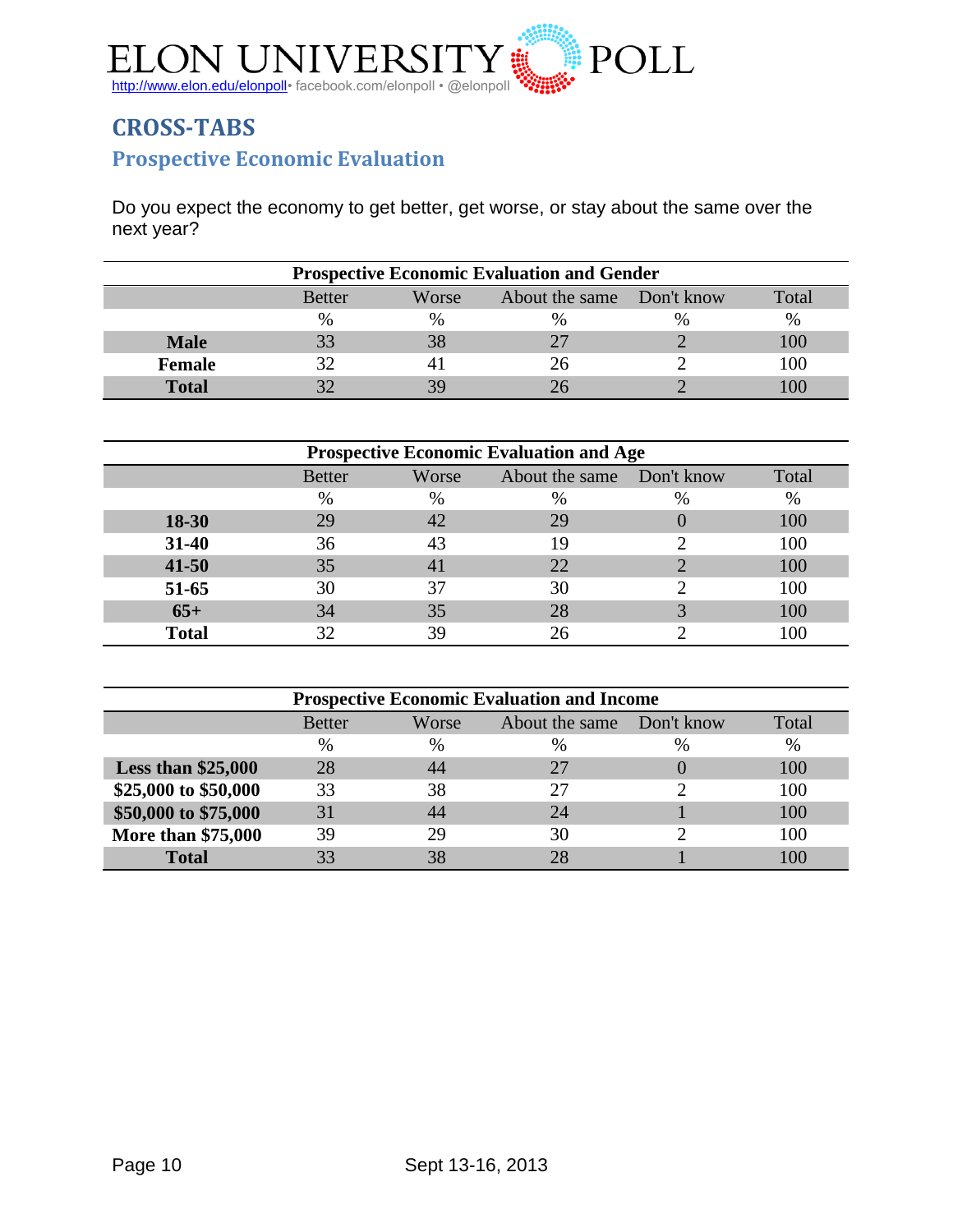## CROSS-TABS

### Prospective Economic Evaluation

Do you expect the economy to get better, get worse, or stay about the same over the next year?

| Prospective Economic Evaluation and Gender | | | | | |
|---|---|---|---|---|---|
| | Better | Worse | About the same | Don't know | Total |
| | % | % | % | % | % |
| **Male** | 33 | 38 | 27 | 2 | 100 |
| **Female** | 32 | 41 | 26 | 2 | 100 |
| **Total** | 32 | 39 | 26 | 2 | 100 |

| Prospective Economic Evaluation and Age | | | | | |
|---|---|---|---|---|---|
| | Better | Worse | About the same | Don't know | Total |
| | % | % | % | % | % |
| **18-30** | 29 | 42 | 29 | 0 | 100 |
| **31-40** | 36 | 43 | 19 | 2 | 100 |
| **41-50** | 35 | 41 | 22 | 2 | 100 |
| **51-65** | 30 | 37 | 30 | 2 | 100 |
| **65+** | 34 | 35 | 28 | 3 | 100 |
| **Total** | 32 | 39 | 26 | 2 | 100 |

| Prospective Economic Evaluation and Income | | | | | |
|---|---|---|---|---|---|
| | Better | Worse | About the same | Don't know | Total |
| | % | % | % | % | % |
| **Less than $25,000** | 28 | 44 | 27 | 0 | 100 |
| **$25,000 to $50,000** | 33 | 38 | 27 | 2 | 100 |
| **$50,000 to $75,000** | 31 | 44 | 24 | 1 | 100 |
| **More than $75,000** | 39 | 29 | 30 | 2 | 100 |
| **Total** | 33 | 38 | 28 | 1 | 100 |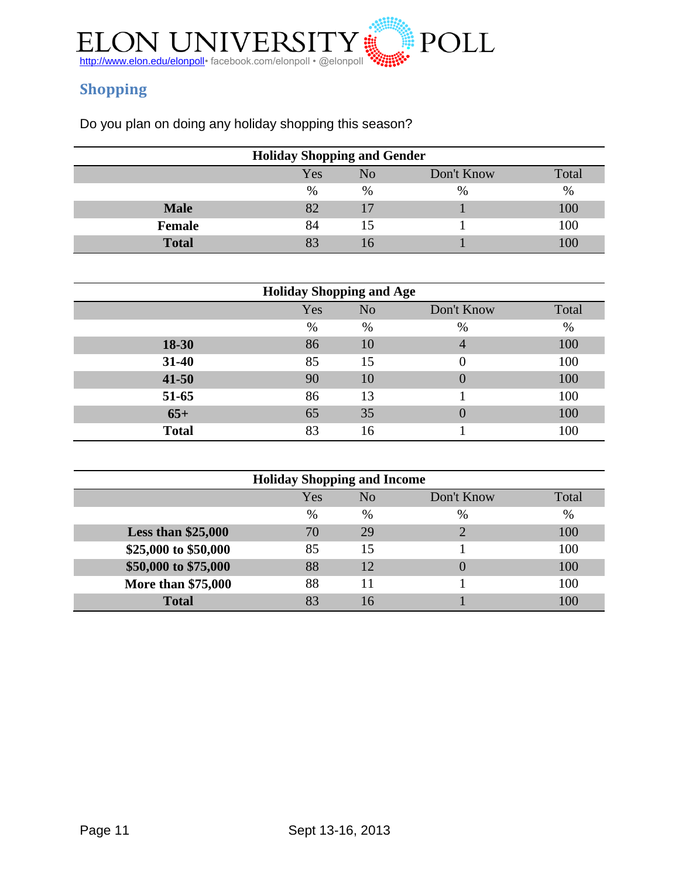## Shopping

Do you plan on doing any holiday shopping this season?

| Holiday Shopping and Gender | | | | |
|---|---|---|---|---|
| | Yes | No | Don't Know | Total |
| | % | % | % | % |
| **Male** | 82 | 17 | 1 | 100 |
| **Female** | 84 | 15 | 1 | 100 |
| **Total** | 83 | 16 | 1 | 100 |

| Holiday Shopping and Age | | | | |
|---|---|---|---|---|
| | Yes | No | Don't Know | Total |
| | % | % | % | % |
| **18-30** | 86 | 10 | 4 | 100 |
| **31-40** | 85 | 15 | 0 | 100 |
| **41-50** | 90 | 10 | 0 | 100 |
| **51-65** | 86 | 13 | 1 | 100 |
| **65+** | 65 | 35 | 0 | 100 |
| **Total** | 83 | 16 | 1 | 100 |

| Holiday Shopping and Income | | | | |
|---|---|---|---|---|
| | Yes | No | Don't Know | Total |
| | % | % | % | % |
| **Less than $25,000** | 70 | 29 | 2 | 100 |
| **$25,000 to $50,000** | 85 | 15 | 1 | 100 |
| **$50,000 to $75,000** | 88 | 12 | 0 | 100 |
| **More than $75,000** | 88 | 11 | 1 | 100 |
| **Total** | 83 | 16 | 1 | 100 |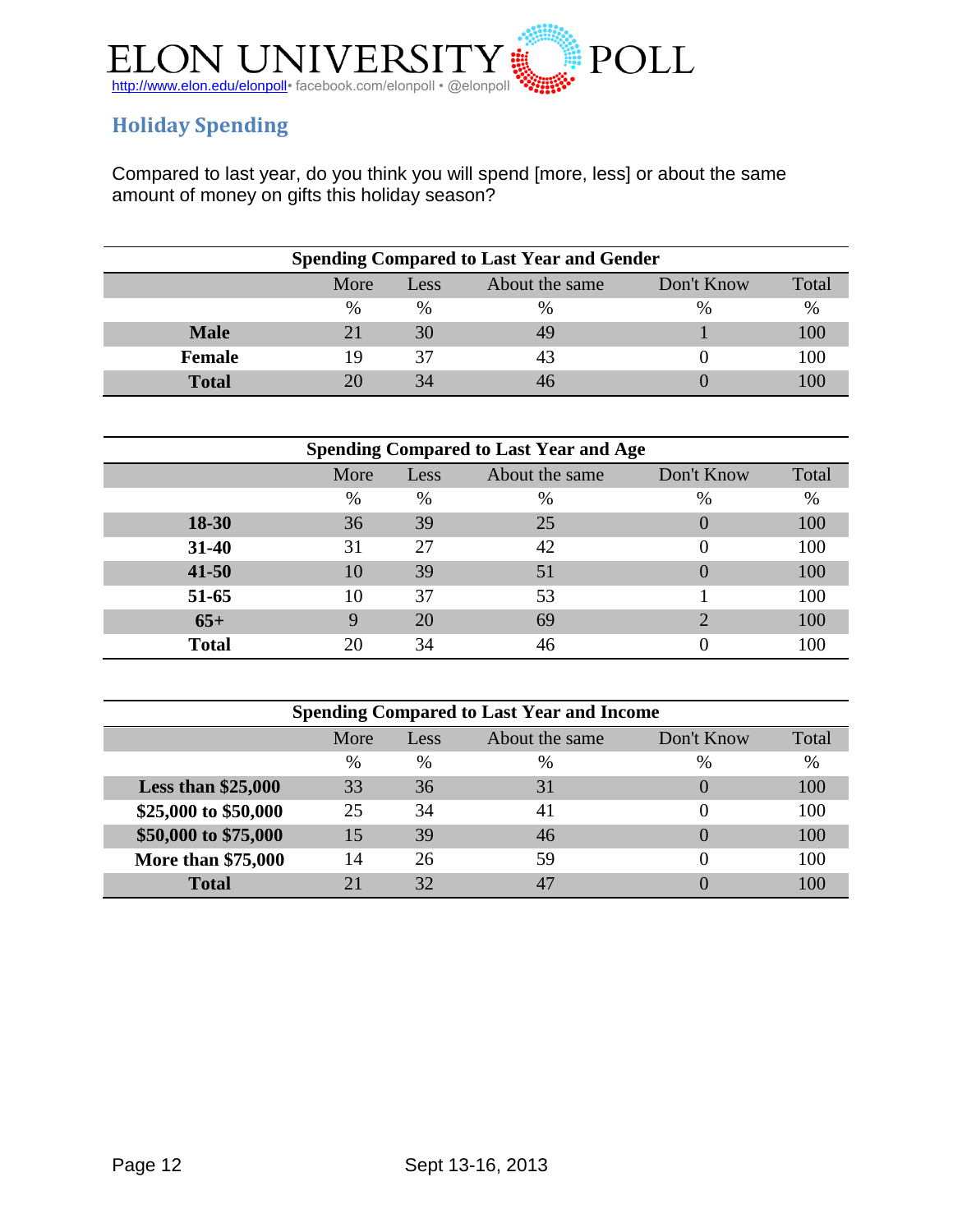## Holiday Spending

Compared to last year, do you think you will spend [more, less] or about the same amount of money on gifts this holiday season?

**Spending Compared to Last Year and Gender**

| | More | Less | About the same | Don't Know | Total |
|---|---|---|---|---|---|
| | % | % | % | % | % |
| **Male** | 21 | 30 | 49 | 1 | 100 |
| **Female** | 19 | 37 | 43 | 0 | 100 |
| **Total** | 20 | 34 | 46 | 0 | 100 |

**Spending Compared to Last Year and Age**

| | More | Less | About the same | Don't Know | Total |
|---|---|---|---|---|---|
| | % | % | % | % | % |
| **18-30** | 36 | 39 | 25 | 0 | 100 |
| **31-40** | 31 | 27 | 42 | 0 | 100 |
| **41-50** | 10 | 39 | 51 | 0 | 100 |
| **51-65** | 10 | 37 | 53 | 1 | 100 |
| **65+** | 9 | 20 | 69 | 2 | 100 |
| **Total** | 20 | 34 | 46 | 0 | 100 |

**Spending Compared to Last Year and Income**

| | More | Less | About the same | Don't Know | Total |
|---|---|---|---|---|---|
| | % | % | % | % | % |
| **Less than $25,000** | 33 | 36 | 31 | 0 | 100 |
| **$25,000 to $50,000** | 25 | 34 | 41 | 0 | 100 |
| **$50,000 to $75,000** | 15 | 39 | 46 | 0 | 100 |
| **More than $75,000** | 14 | 26 | 59 | 0 | 100 |
| **Total** | 21 | 32 | 47 | 0 | 100 |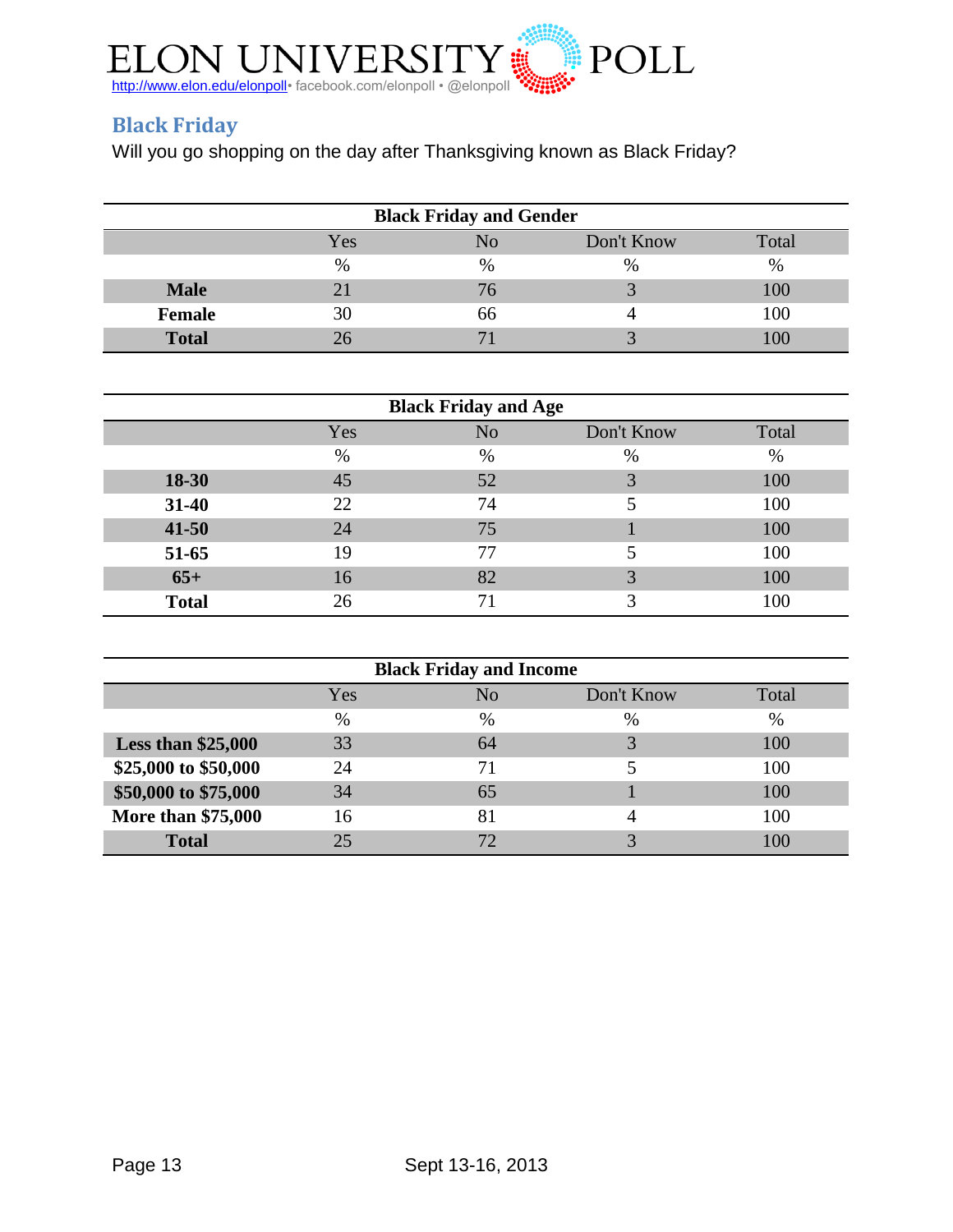## Black Friday

Will you go shopping on the day after Thanksgiving known as Black Friday?

| Black Friday and Gender | | | | |
|---|---|---|---|---|
| | Yes | No | Don't Know | Total |
| | % | % | % | % |
| **Male** | 21 | 76 | 3 | 100 |
| **Female** | 30 | 66 | 4 | 100 |
| **Total** | 26 | 71 | 3 | 100 |

| Black Friday and Age | | | | |
|---|---|---|---|---|
| | Yes | No | Don't Know | Total |
| | % | % | % | % |
| **18-30** | 45 | 52 | 3 | 100 |
| **31-40** | 22 | 74 | 5 | 100 |
| **41-50** | 24 | 75 | 1 | 100 |
| **51-65** | 19 | 77 | 5 | 100 |
| **65+** | 16 | 82 | 3 | 100 |
| **Total** | 26 | 71 | 3 | 100 |

| Black Friday and Income | | | | |
|---|---|---|---|---|
| | Yes | No | Don't Know | Total |
| | % | % | % | % |
| **Less than $25,000** | 33 | 64 | 3 | 100 |
| **$25,000 to $50,000** | 24 | 71 | 5 | 100 |
| **$50,000 to $75,000** | 34 | 65 | 1 | 100 |
| **More than $75,000** | 16 | 81 | 4 | 100 |
| **Total** | 25 | 72 | 3 | 100 |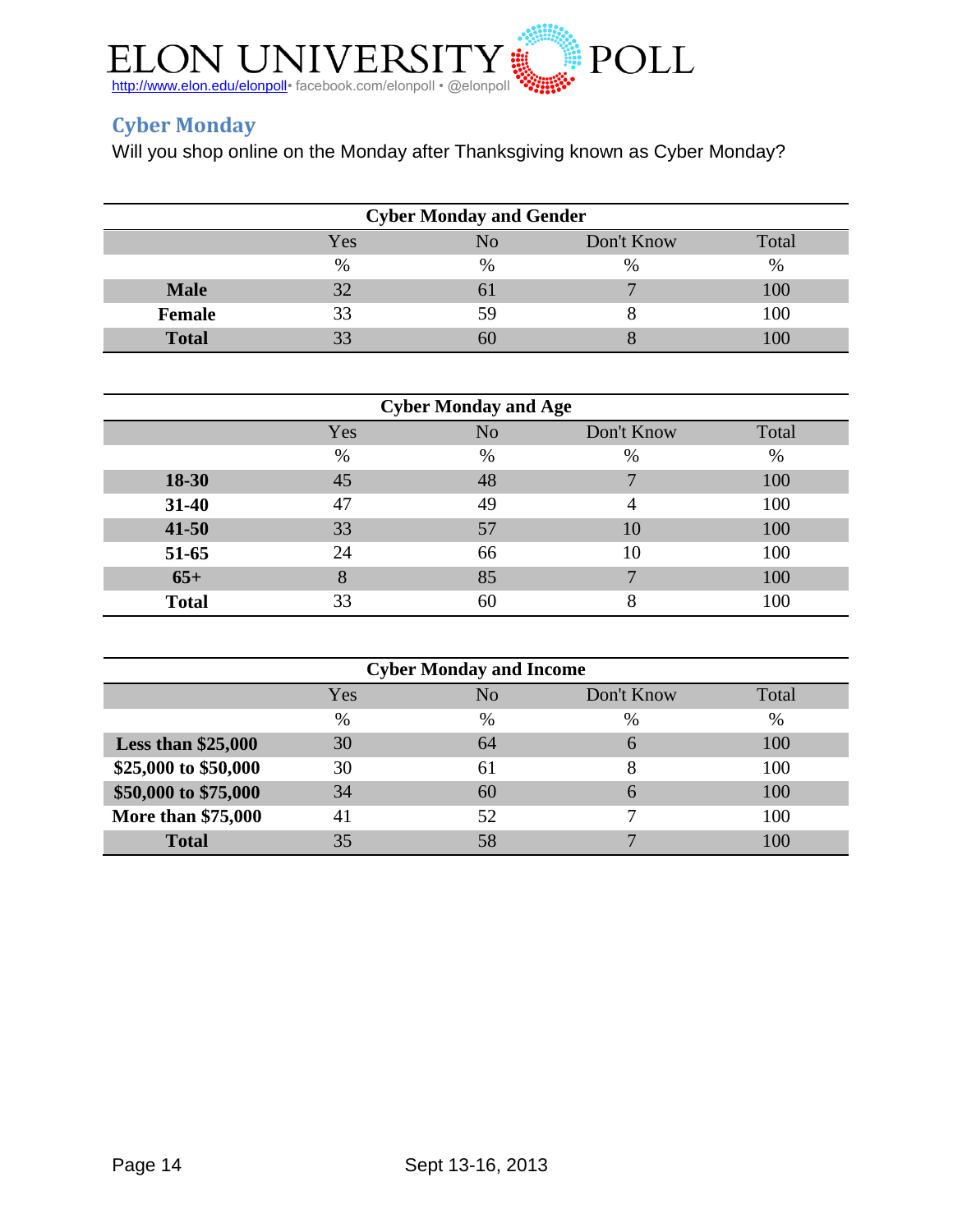## Cyber Monday

Will you shop online on the Monday after Thanksgiving known as Cyber Monday?

| Cyber Monday and Gender | | | | |
|---|---|---|---|---|
| | Yes | No | Don't Know | Total |
| | % | % | % | % |
| **Male** | 32 | 61 | 7 | 100 |
| **Female** | 33 | 59 | 8 | 100 |
| **Total** | 33 | 60 | 8 | 100 |

| Cyber Monday and Age | | | | |
|---|---|---|---|---|
| | Yes | No | Don't Know | Total |
| | % | % | % | % |
| **18-30** | 45 | 48 | 7 | 100 |
| **31-40** | 47 | 49 | 4 | 100 |
| **41-50** | 33 | 57 | 10 | 100 |
| **51-65** | 24 | 66 | 10 | 100 |
| **65+** | 8 | 85 | 7 | 100 |
| **Total** | 33 | 60 | 8 | 100 |

| Cyber Monday and Income | | | | |
|---|---|---|---|---|
| | Yes | No | Don't Know | Total |
| | % | % | % | % |
| **Less than $25,000** | 30 | 64 | 6 | 100 |
| **$25,000 to $50,000** | 30 | 61 | 8 | 100 |
| **$50,000 to $75,000** | 34 | 60 | 6 | 100 |
| **More than $75,000** | 41 | 52 | 7 | 100 |
| **Total** | 35 | 58 | 7 | 100 |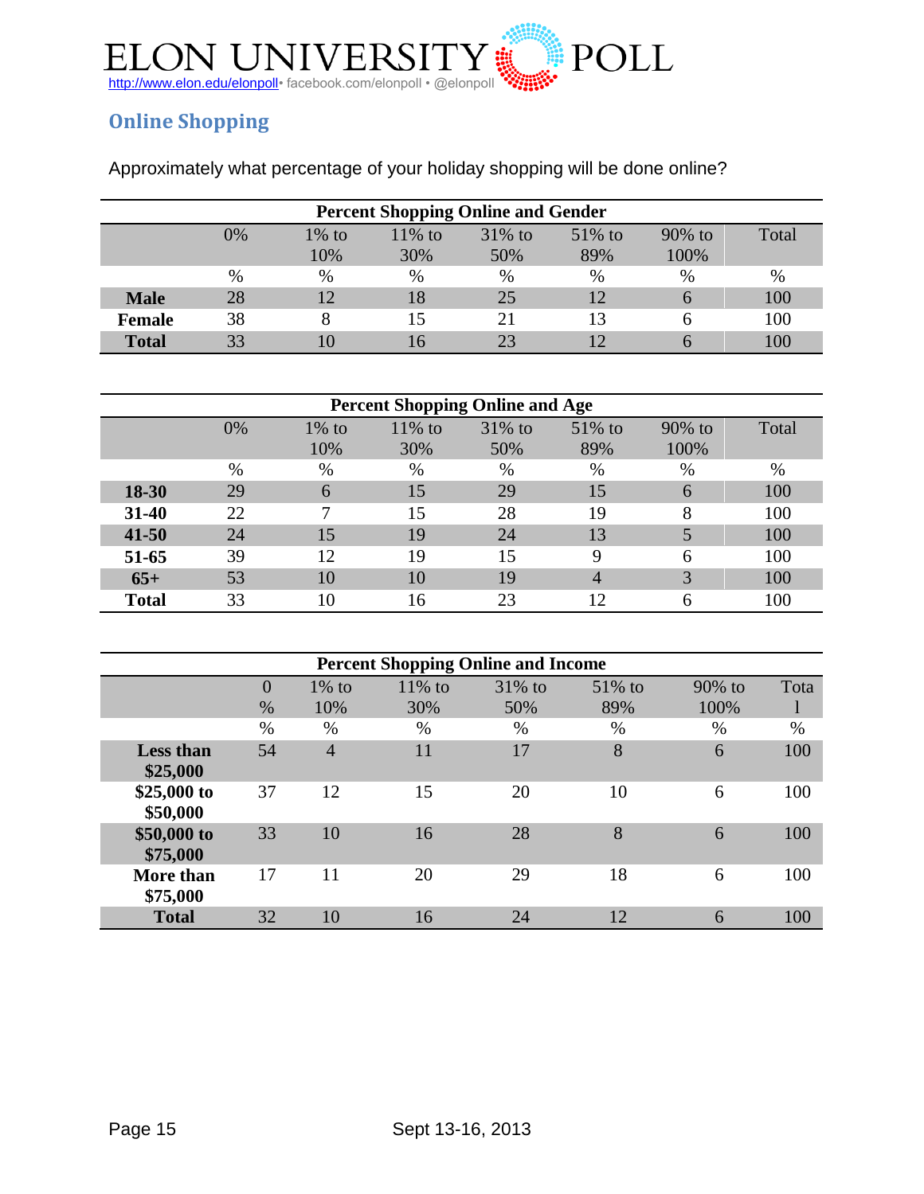ELON UNIVERSITY POLL

http://www.elon.edu/elonpoll• facebook.com/elonpoll • @elonpoll

## Online Shopping

Approximately what percentage of your holiday shopping will be done online?

| Percent Shopping Online and Gender | | | | | | | |
|---|---|---|---|---|---|---|---|
| | 0% | 1% to 10% | 11% to 30% | 31% to 50% | 51% to 89% | 90% to 100% | Total |
| | % | % | % | % | % | % | % |
| **Male** | 28 | 12 | 18 | 25 | 12 | 6 | 100 |
| **Female** | 38 | 8 | 15 | 21 | 13 | 6 | 100 |
| **Total** | 33 | 10 | 16 | 23 | 12 | 6 | 100 |

| Percent Shopping Online and Age | | | | | | | |
|---|---|---|---|---|---|---|---|
| | 0% | 1% to 10% | 11% to 30% | 31% to 50% | 51% to 89% | 90% to 100% | Total |
| | % | % | % | % | % | % | % |
| **18-30** | 29 | 6 | 15 | 29 | 15 | 6 | 100 |
| **31-40** | 22 | 7 | 15 | 28 | 19 | 8 | 100 |
| **41-50** | 24 | 15 | 19 | 24 | 13 | 5 | 100 |
| **51-65** | 39 | 12 | 19 | 15 | 9 | 6 | 100 |
| **65+** | 53 | 10 | 10 | 19 | 4 | 3 | 100 |
| **Total** | 33 | 10 | 16 | 23 | 12 | 6 | 100 |

| Percent Shopping Online and Income | | | | | | | |
|---|---|---|---|---|---|---|---|
| | 0 % | 1% to 10% | 11% to 30% | 31% to 50% | 51% to 89% | 90% to 100% | Total |
| | % | % | % | % | % | % | % |
| **Less than $25,000** | 54 | 4 | 11 | 17 | 8 | 6 | 100 |
| **$25,000 to $50,000** | 37 | 12 | 15 | 20 | 10 | 6 | 100 |
| **$50,000 to $75,000** | 33 | 10 | 16 | 28 | 8 | 6 | 100 |
| **More than $75,000** | 17 | 11 | 20 | 29 | 18 | 6 | 100 |
| **Total** | 32 | 10 | 16 | 24 | 12 | 6 | 100 |

Sept 13-16, 2013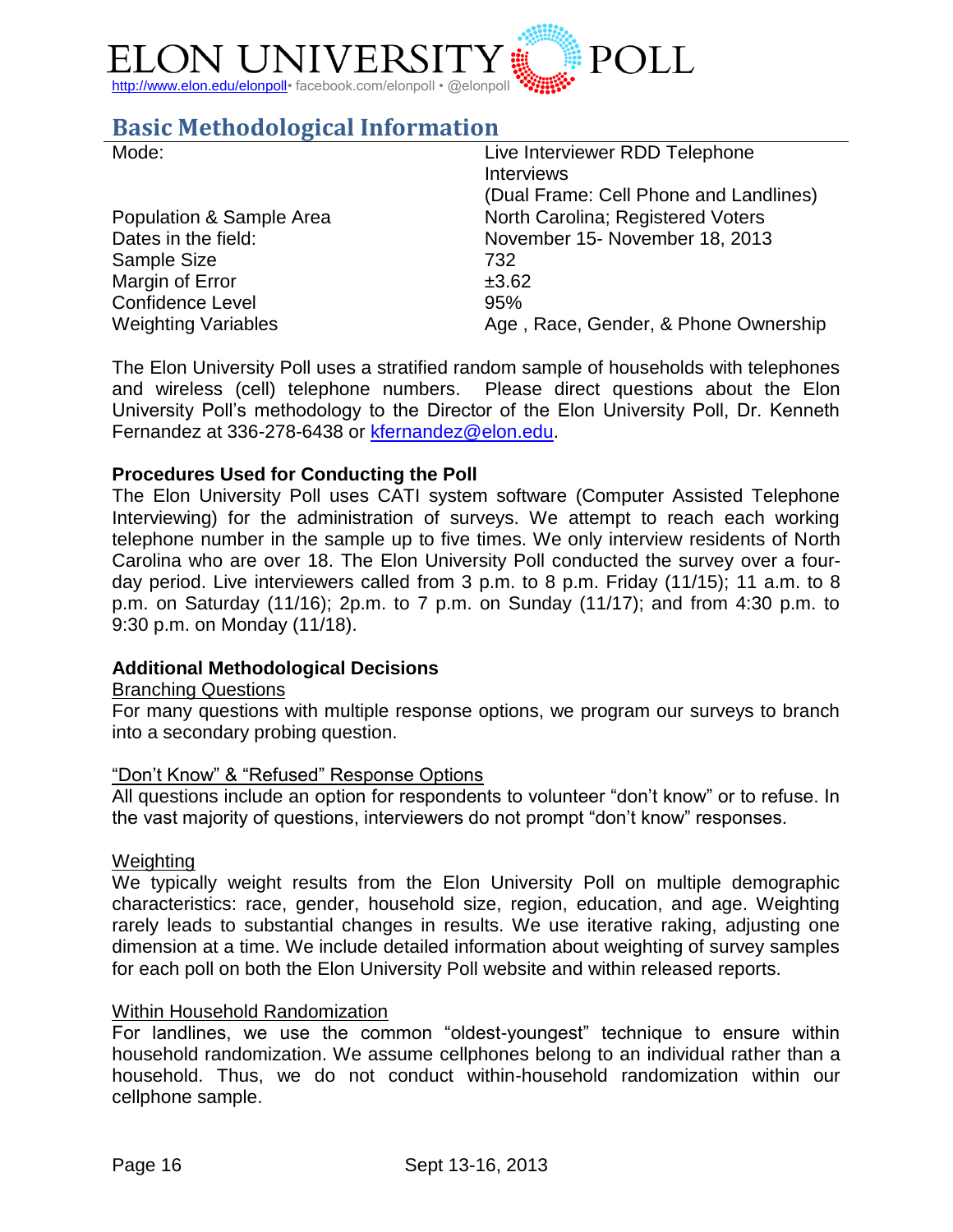## Basic Methodological Information

| | |
|---|---|
| Mode: | Live Interviewer RDD Telephone Interviews (Dual Frame: Cell Phone and Landlines) |
| Population & Sample Area | North Carolina; Registered Voters |
| Dates in the field: | November 15- November 18, 2013 |
| Sample Size | 732 |
| Margin of Error | ±3.62 |
| Confidence Level | 95% |
| Weighting Variables | Age , Race, Gender, & Phone Ownership |

The Elon University Poll uses a stratified random sample of households with telephones and wireless (cell) telephone numbers. Please direct questions about the Elon University Poll's methodology to the Director of the Elon University Poll, Dr. Kenneth Fernandez at 336-278-6438 or kfernandez@elon.edu.

**Procedures Used for Conducting the Poll**

The Elon University Poll uses CATI system software (Computer Assisted Telephone Interviewing) for the administration of surveys. We attempt to reach each working telephone number in the sample up to five times. We only interview residents of North Carolina who are over 18. The Elon University Poll conducted the survey over a four-day period. Live interviewers called from 3 p.m. to 8 p.m. Friday (11/15); 11 a.m. to 8 p.m. on Saturday (11/16); 2p.m. to 7 p.m. on Sunday (11/17); and from 4:30 p.m. to 9:30 p.m. on Monday (11/18).

**Additional Methodological Decisions**

Branching Questions

For many questions with multiple response options, we program our surveys to branch into a secondary probing question.

"Don't Know" & "Refused" Response Options

All questions include an option for respondents to volunteer "don't know" or to refuse. In the vast majority of questions, interviewers do not prompt "don't know" responses.

Weighting

We typically weight results from the Elon University Poll on multiple demographic characteristics: race, gender, household size, region, education, and age. Weighting rarely leads to substantial changes in results. We use iterative raking, adjusting one dimension at a time. We include detailed information about weighting of survey samples for each poll on both the Elon University Poll website and within released reports.

Within Household Randomization

For landlines, we use the common "oldest-youngest" technique to ensure within household randomization. We assume cellphones belong to an individual rather than a household. Thus, we do not conduct within-household randomization within our cellphone sample.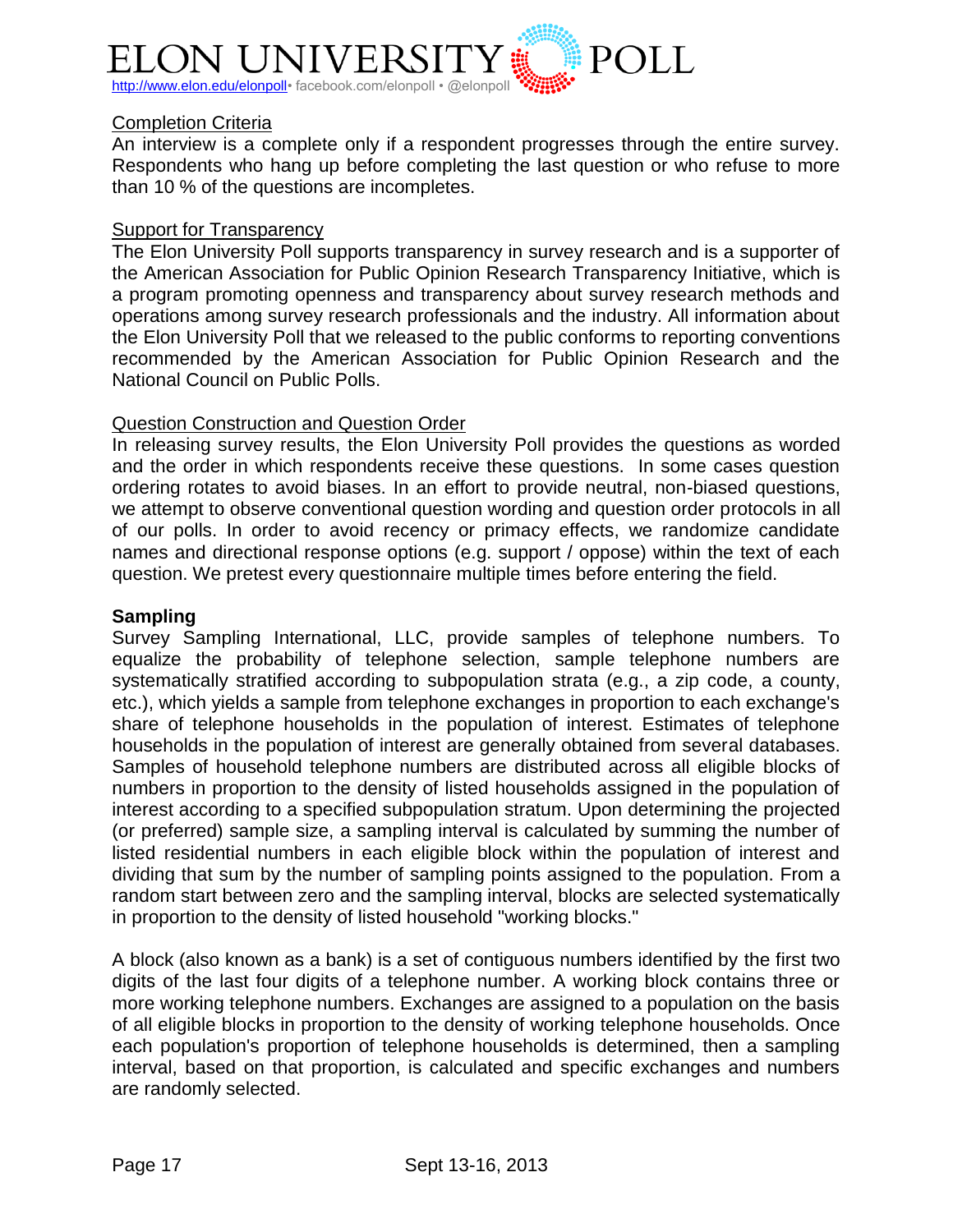Completion Criteria

An interview is a complete only if a respondent progresses through the entire survey. Respondents who hang up before completing the last question or who refuse to more than 10 % of the questions are incompletes.

Support for Transparency

The Elon University Poll supports transparency in survey research and is a supporter of the American Association for Public Opinion Research Transparency Initiative, which is a program promoting openness and transparency about survey research methods and operations among survey research professionals and the industry. All information about the Elon University Poll that we released to the public conforms to reporting conventions recommended by the American Association for Public Opinion Research and the National Council on Public Polls.

Question Construction and Question Order

In releasing survey results, the Elon University Poll provides the questions as worded and the order in which respondents receive these questions. In some cases question ordering rotates to avoid biases. In an effort to provide neutral, non-biased questions, we attempt to observe conventional question wording and question order protocols in all of our polls. In order to avoid recency or primacy effects, we randomize candidate names and directional response options (e.g. support / oppose) within the text of each question. We pretest every questionnaire multiple times before entering the field.

**Sampling**

Survey Sampling International, LLC, provide samples of telephone numbers. To equalize the probability of telephone selection, sample telephone numbers are systematically stratified according to subpopulation strata (e.g., a zip code, a county, etc.), which yields a sample from telephone exchanges in proportion to each exchange's share of telephone households in the population of interest. Estimates of telephone households in the population of interest are generally obtained from several databases. Samples of household telephone numbers are distributed across all eligible blocks of numbers in proportion to the density of listed households assigned in the population of interest according to a specified subpopulation stratum. Upon determining the projected (or preferred) sample size, a sampling interval is calculated by summing the number of listed residential numbers in each eligible block within the population of interest and dividing that sum by the number of sampling points assigned to the population. From a random start between zero and the sampling interval, blocks are selected systematically in proportion to the density of listed household "working blocks."

A block (also known as a bank) is a set of contiguous numbers identified by the first two digits of the last four digits of a telephone number. A working block contains three or more working telephone numbers. Exchanges are assigned to a population on the basis of all eligible blocks in proportion to the density of working telephone households. Once each population's proportion of telephone households is determined, then a sampling interval, based on that proportion, is calculated and specific exchanges and numbers are randomly selected.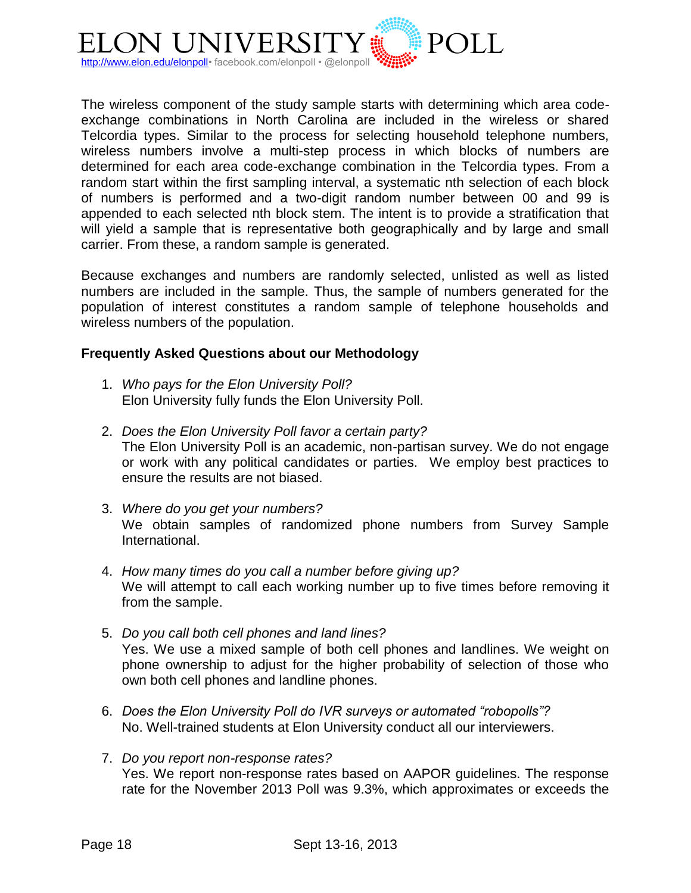The wireless component of the study sample starts with determining which area code-exchange combinations in North Carolina are included in the wireless or shared Telcordia types. Similar to the process for selecting household telephone numbers, wireless numbers involve a multi-step process in which blocks of numbers are determined for each area code-exchange combination in the Telcordia types. From a random start within the first sampling interval, a systematic nth selection of each block of numbers is performed and a two-digit random number between 00 and 99 is appended to each selected nth block stem. The intent is to provide a stratification that will yield a sample that is representative both geographically and by large and small carrier. From these, a random sample is generated.

Because exchanges and numbers are randomly selected, unlisted as well as listed numbers are included in the sample. Thus, the sample of numbers generated for the population of interest constitutes a random sample of telephone households and wireless numbers of the population.

**Frequently Asked Questions about our Methodology**

1. *Who pays for the Elon University Poll?*
   Elon University fully funds the Elon University Poll.

2. *Does the Elon University Poll favor a certain party?*
   The Elon University Poll is an academic, non-partisan survey. We do not engage or work with any political candidates or parties. We employ best practices to ensure the results are not biased.

3. *Where do you get your numbers?*
   We obtain samples of randomized phone numbers from Survey Sample International.

4. *How many times do you call a number before giving up?*
   We will attempt to call each working number up to five times before removing it from the sample.

5. *Do you call both cell phones and land lines?*
   Yes. We use a mixed sample of both cell phones and landlines. We weight on phone ownership to adjust for the higher probability of selection of those who own both cell phones and landline phones.

6. *Does the Elon University Poll do IVR surveys or automated "robopolls"?*
   No. Well-trained students at Elon University conduct all our interviewers.

7. *Do you report non-response rates?*
   Yes. We report non-response rates based on AAPOR guidelines. The response rate for the November 2013 Poll was 9.3%, which approximates or exceeds the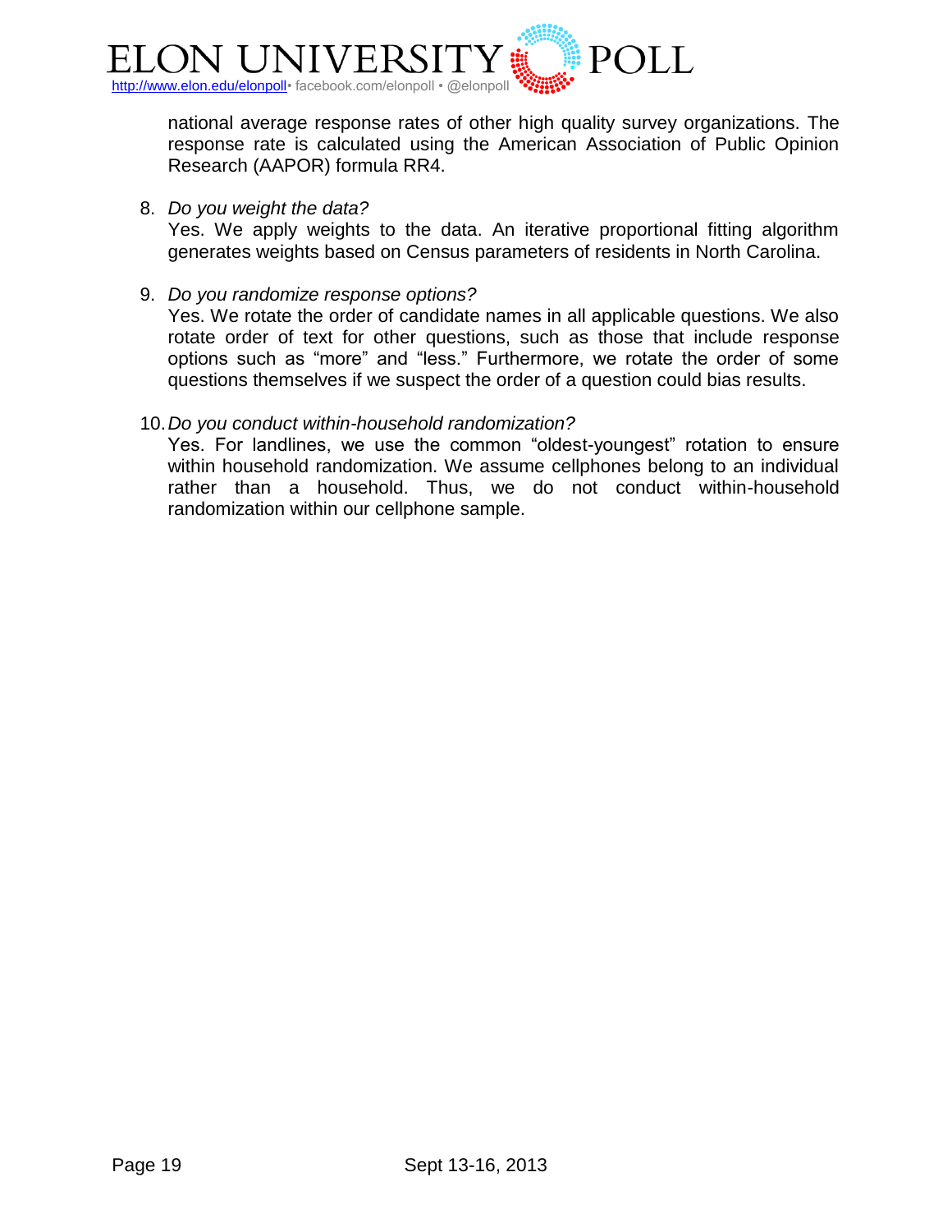national average response rates of other high quality survey organizations. The response rate is calculated using the American Association of Public Opinion Research (AAPOR) formula RR4.

8. *Do you weight the data?*
   Yes. We apply weights to the data. An iterative proportional fitting algorithm generates weights based on Census parameters of residents in North Carolina.

9. *Do you randomize response options?*
   Yes. We rotate the order of candidate names in all applicable questions. We also rotate order of text for other questions, such as those that include response options such as "more" and "less." Furthermore, we rotate the order of some questions themselves if we suspect the order of a question could bias results.

10. *Do you conduct within-household randomization?*
    Yes. For landlines, we use the common "oldest-youngest" rotation to ensure within household randomization. We assume cellphones belong to an individual rather than a household. Thus, we do not conduct within-household randomization within our cellphone sample.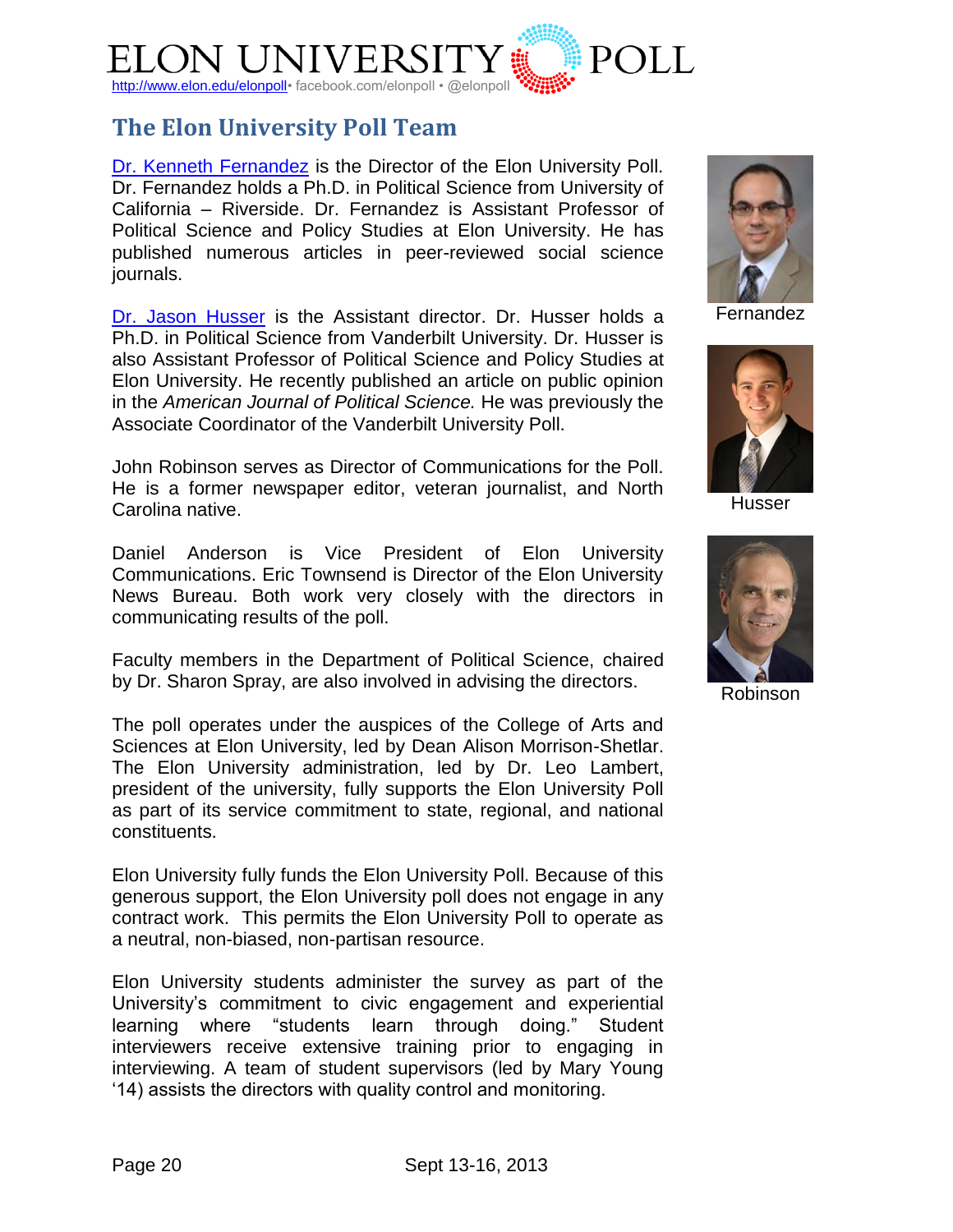## The Elon University Poll Team

Dr. Kenneth Fernandez is the Director of the Elon University Poll. Dr. Fernandez holds a Ph.D. in Political Science from University of California – Riverside. Dr. Fernandez is Assistant Professor of Political Science and Policy Studies at Elon University. He has published numerous articles in peer-reviewed social science journals.

Fernandez

Dr. Jason Husser is the Assistant director. Dr. Husser holds a Ph.D. in Political Science from Vanderbilt University. Dr. Husser is also Assistant Professor of Political Science and Policy Studies at Elon University. He recently published an article on public opinion in the *American Journal of Political Science.* He was previously the Associate Coordinator of the Vanderbilt University Poll.

Husser

John Robinson serves as Director of Communications for the Poll. He is a former newspaper editor, veteran journalist, and North Carolina native.

Robinson

Daniel Anderson is Vice President of Elon University Communications. Eric Townsend is Director of the Elon University News Bureau. Both work very closely with the directors in communicating results of the poll.

Faculty members in the Department of Political Science, chaired by Dr. Sharon Spray, are also involved in advising the directors.

The poll operates under the auspices of the College of Arts and Sciences at Elon University, led by Dean Alison Morrison-Shetlar. The Elon University administration, led by Dr. Leo Lambert, president of the university, fully supports the Elon University Poll as part of its service commitment to state, regional, and national constituents.

Elon University fully funds the Elon University Poll. Because of this generous support, the Elon University poll does not engage in any contract work. This permits the Elon University Poll to operate as a neutral, non-biased, non-partisan resource.

Elon University students administer the survey as part of the University's commitment to civic engagement and experiential learning where "students learn through doing." Student interviewers receive extensive training prior to engaging in interviewing. A team of student supervisors (led by Mary Young '14) assists the directors with quality control and monitoring.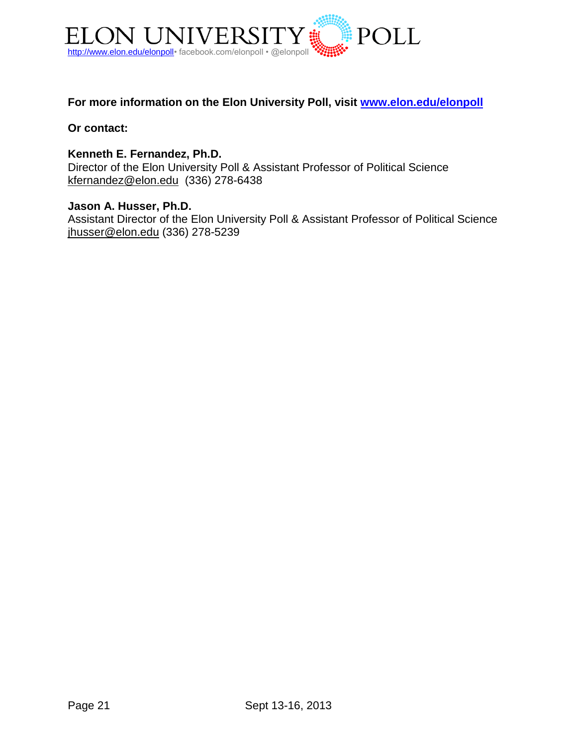**For more information on the Elon University Poll, visit www.elon.edu/elonpoll**

**Or contact:**

**Kenneth E. Fernandez, Ph.D.**
Director of the Elon University Poll & Assistant Professor of Political Science
kfernandez@elon.edu (336) 278-6438

**Jason A. Husser, Ph.D.**
Assistant Director of the Elon University Poll & Assistant Professor of Political Science
jhusser@elon.edu (336) 278-5239